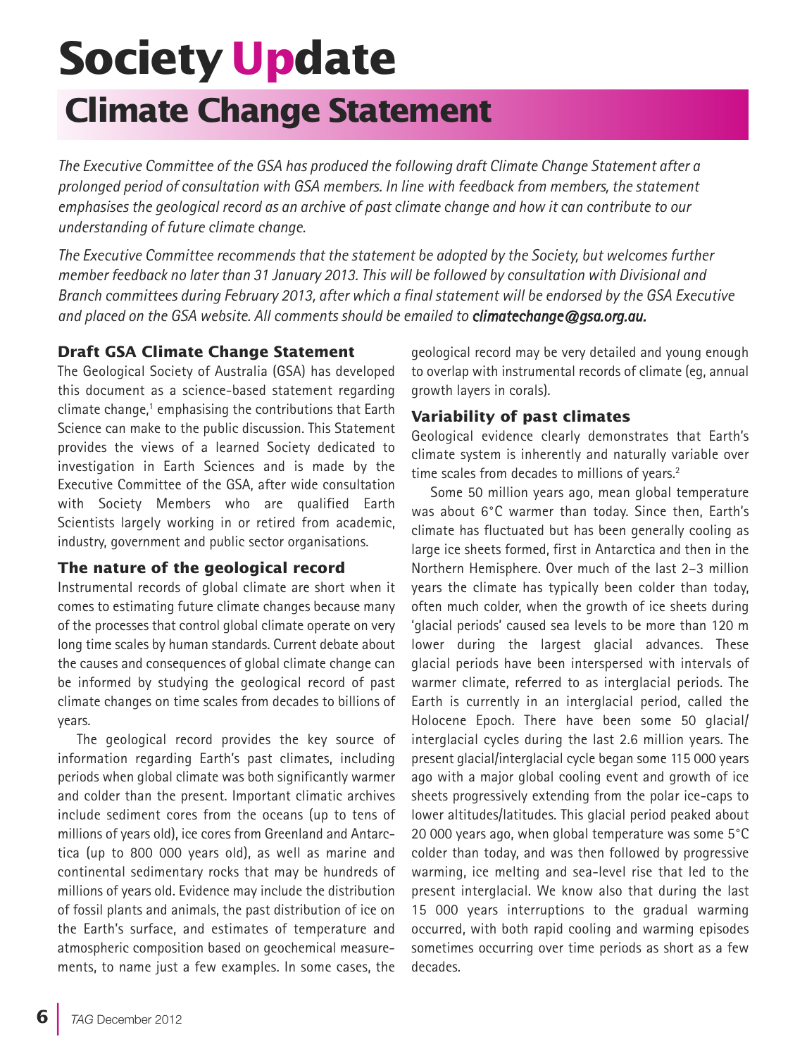# Society Update

## Climate Change Statement

*The Executive Committee of the GSA has produced the following draft Climate Change Statement after a prolonged period of consultation with GSA members. In line with feedback from members, the statement emphasises the geological record as an archive of past climate change and how it can contribute to our understanding of future climate change.*

*The Executive Committee recommends that the statement be adopted by the Society, but welcomes further member feedback no later than 31 January 2013. This will be followed by consultation with Divisional and Branch committees during February 2013, after which a final statement will be endorsed by the GSA Executive and placed on the GSA website. All comments should be emailed to* ***climatechange@gsa.org.au.***

### Draft GSA Climate Change Statement

The Geological Society of Australia (GSA) has developed this document as a science-based statement regarding climate change,[1] emphasising the contributions that Earth Science can make to the public discussion. This Statement provides the views of a learned Society dedicated to investigation in Earth Sciences and is made by the Executive Committee of the GSA, after wide consultation with Society Members who are qualified Earth Scientists largely working in or retired from academic, industry, government and public sector organisations.

### The nature of the geological record

Instrumental records of global climate are short when it comes to estimating future climate changes because many of the processes that control global climate operate on very long time scales by human standards. Current debate about the causes and consequences of global climate change can be informed by studying the geological record of past climate changes on time scales from decades to billions of years.

The geological record provides the key source of information regarding Earth's past climates, including periods when global climate was both significantly warmer and colder than the present. Important climatic archives include sediment cores from the oceans (up to tens of millions of years old), ice cores from Greenland and Antarctica (up to 800 000 years old), as well as marine and continental sedimentary rocks that may be hundreds of millions of years old. Evidence may include the distribution of fossil plants and animals, the past distribution of ice on the Earth's surface, and estimates of temperature and atmospheric composition based on geochemical measurements, to name just a few examples. In some cases, the geological record may be very detailed and young enough to overlap with instrumental records of climate (eg, annual growth layers in corals).

### Variability of past climates

Geological evidence clearly demonstrates that Earth's climate system is inherently and naturally variable over time scales from decades to millions of years.[2]

Some 50 million years ago, mean global temperature was about 6°C warmer than today. Since then, Earth's climate has fluctuated but has been generally cooling as large ice sheets formed, first in Antarctica and then in the Northern Hemisphere. Over much of the last 2–3 million years the climate has typically been colder than today, often much colder, when the growth of ice sheets during 'glacial periods' caused sea levels to be more than 120 m lower during the largest glacial advances. These glacial periods have been interspersed with intervals of warmer climate, referred to as interglacial periods. The Earth is currently in an interglacial period, called the Holocene Epoch. There have been some 50 glacial/interglacial cycles during the last 2.6 million years. The present glacial/interglacial cycle began some 115 000 years ago with a major global cooling event and growth of ice sheets progressively extending from the polar ice-caps to lower altitudes/latitudes. This glacial period peaked about 20 000 years ago, when global temperature was some 5°C colder than today, and was then followed by progressive warming, ice melting and sea-level rise that led to the present interglacial. We know also that during the last 15 000 years interruptions to the gradual warming occurred, with both rapid cooling and warming episodes sometimes occurring over time periods as short as a few decades.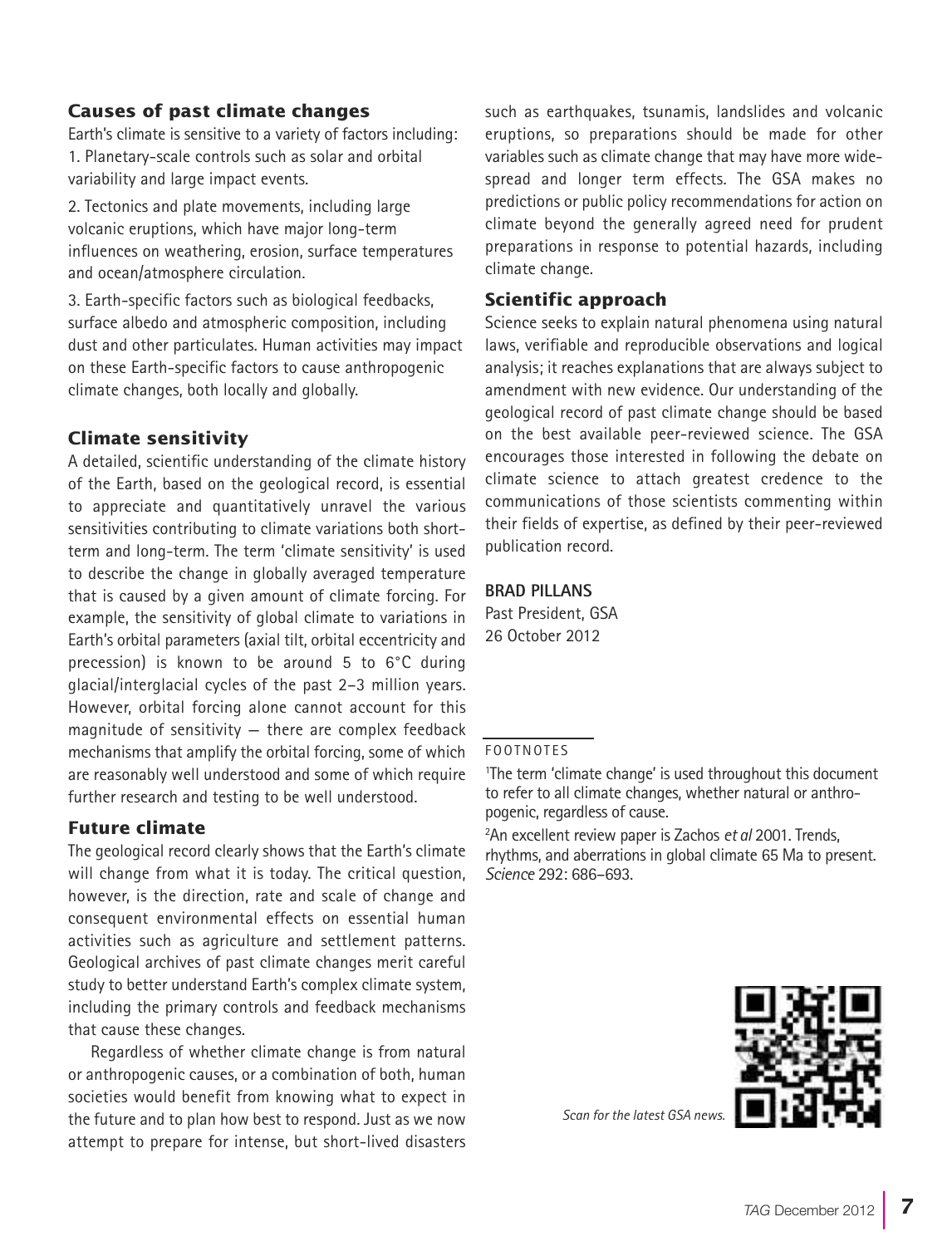## Causes of past climate changes

Earth's climate is sensitive to a variety of factors including:

1. Planetary-scale controls such as solar and orbital variability and large impact events.

2. Tectonics and plate movements, including large volcanic eruptions, which have major long-term influences on weathering, erosion, surface temperatures and ocean/atmosphere circulation.

3. Earth-specific factors such as biological feedbacks, surface albedo and atmospheric composition, including dust and other particulates. Human activities may impact on these Earth-specific factors to cause anthropogenic climate changes, both locally and globally.

## Climate sensitivity

A detailed, scientific understanding of the climate history of the Earth, based on the geological record, is essential to appreciate and quantitatively unravel the various sensitivities contributing to climate variations both short-term and long-term. The term 'climate sensitivity' is used to describe the change in globally averaged temperature that is caused by a given amount of climate forcing. For example, the sensitivity of global climate to variations in Earth's orbital parameters (axial tilt, orbital eccentricity and precession) is known to be around 5 to 6°C during glacial/interglacial cycles of the past 2–3 million years. However, orbital forcing alone cannot account for this magnitude of sensitivity — there are complex feedback mechanisms that amplify the orbital forcing, some of which are reasonably well understood and some of which require further research and testing to be well understood.

## Future climate

The geological record clearly shows that the Earth's climate will change from what it is today. The critical question, however, is the direction, rate and scale of change and consequent environmental effects on essential human activities such as agriculture and settlement patterns. Geological archives of past climate changes merit careful study to better understand Earth's complex climate system, including the primary controls and feedback mechanisms that cause these changes.

Regardless of whether climate change is from natural or anthropogenic causes, or a combination of both, human societies would benefit from knowing what to expect in the future and to plan how best to respond. Just as we now attempt to prepare for intense, but short-lived disasters such as earthquakes, tsunamis, landslides and volcanic eruptions, so preparations should be made for other variables such as climate change that may have more widespread and longer term effects. The GSA makes no predictions or public policy recommendations for action on climate beyond the generally agreed need for prudent preparations in response to potential hazards, including climate change.

## Scientific approach

Science seeks to explain natural phenomena using natural laws, verifiable and reproducible observations and logical analysis; it reaches explanations that are always subject to amendment with new evidence. Our understanding of the geological record of past climate change should be based on the best available peer-reviewed science. The GSA encourages those interested in following the debate on climate science to attach greatest credence to the communications of those scientists commenting within their fields of expertise, as defined by their peer-reviewed publication record.

**BRAD PILLANS**
Past President, GSA
26 October 2012

FOOTNOTES

[1]The term 'climate change' is used throughout this document to refer to all climate changes, whether natural or anthropogenic, regardless of cause.

[2]An excellent review paper is Zachos *et al* 2001. Trends, rhythms, and aberrations in global climate 65 Ma to present. *Science* 292: 686–693.

*Scan for the latest GSA news.*